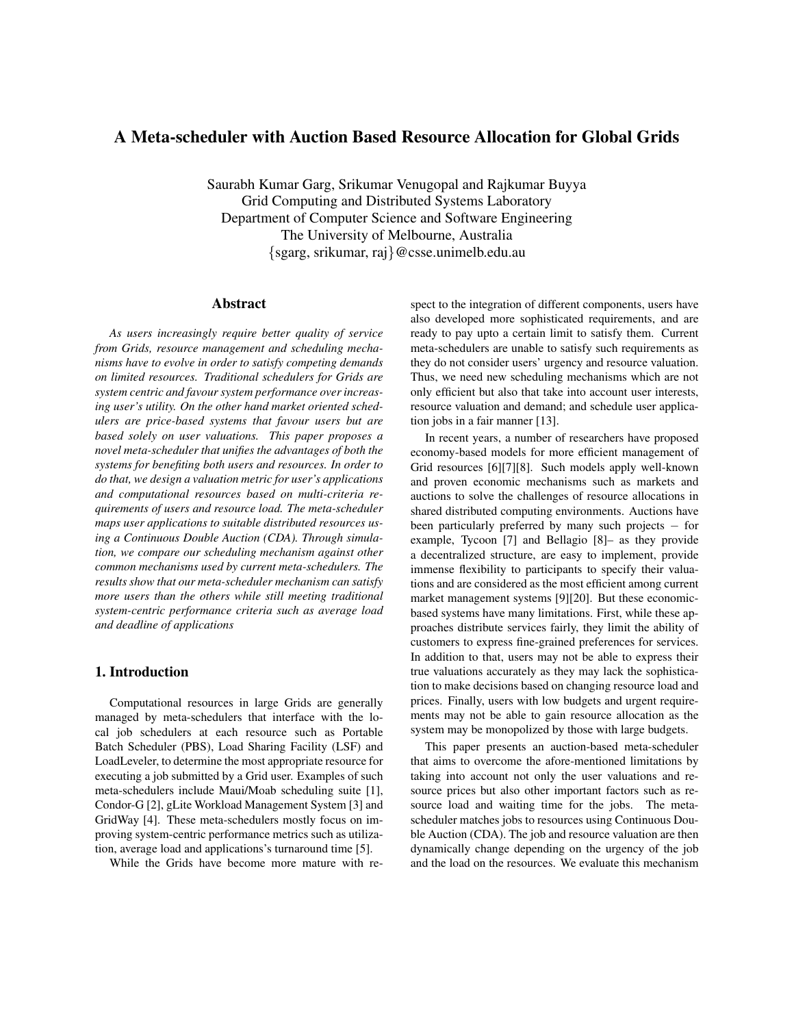# A Meta-scheduler with Auction Based Resource Allocation for Global Grids

Saurabh Kumar Garg, Srikumar Venugopal and Rajkumar Buyya
Grid Computing and Distributed Systems Laboratory
Department of Computer Science and Software Engineering
The University of Melbourne, Australia
{sgarg, srikumar, raj}@csse.unimelb.edu.au

## Abstract

*As users increasingly require better quality of service from Grids, resource management and scheduling mechanisms have to evolve in order to satisfy competing demands on limited resources. Traditional schedulers for Grids are system centric and favour system performance over increasing user's utility. On the other hand market oriented schedulers are price-based systems that favour users but are based solely on user valuations. This paper proposes a novel meta-scheduler that unifies the advantages of both the systems for benefiting both users and resources. In order to do that, we design a valuation metric for user's applications and computational resources based on multi-criteria requirements of users and resource load. The meta-scheduler maps user applications to suitable distributed resources using a Continuous Double Auction (CDA). Through simulation, we compare our scheduling mechanism against other common mechanisms used by current meta-schedulers. The results show that our meta-scheduler mechanism can satisfy more users than the others while still meeting traditional system-centric performance criteria such as average load and deadline of applications*

## 1. Introduction

Computational resources in large Grids are generally managed by meta-schedulers that interface with the local job schedulers at each resource such as Portable Batch Scheduler (PBS), Load Sharing Facility (LSF) and LoadLeveler, to determine the most appropriate resource for executing a job submitted by a Grid user. Examples of such meta-schedulers include Maui/Moab scheduling suite [1], Condor-G [2], gLite Workload Management System [3] and GridWay [4]. These meta-schedulers mostly focus on improving system-centric performance metrics such as utilization, average load and applications's turnaround time [5].

While the Grids have become more mature with respect to the integration of different components, users have also developed more sophisticated requirements, and are ready to pay upto a certain limit to satisfy them. Current meta-schedulers are unable to satisfy such requirements as they do not consider users' urgency and resource valuation. Thus, we need new scheduling mechanisms which are not only efficient but also that take into account user interests, resource valuation and demand; and schedule user application jobs in a fair manner [13].

In recent years, a number of researchers have proposed economy-based models for more efficient management of Grid resources [6][7][8]. Such models apply well-known and proven economic mechanisms such as markets and auctions to solve the challenges of resource allocations in shared distributed computing environments. Auctions have been particularly preferred by many such projects – for example, Tycoon [7] and Bellagio [8]– as they provide a decentralized structure, are easy to implement, provide immense flexibility to participants to specify their valuations and are considered as the most efficient among current market management systems [9][20]. But these economic-based systems have many limitations. First, while these approaches distribute services fairly, they limit the ability of customers to express fine-grained preferences for services. In addition to that, users may not be able to express their true valuations accurately as they may lack the sophistication to make decisions based on changing resource load and prices. Finally, users with low budgets and urgent requirements may not be able to gain resource allocation as the system may be monopolized by those with large budgets.

This paper presents an auction-based meta-scheduler that aims to overcome the afore-mentioned limitations by taking into account not only the user valuations and resource prices but also other important factors such as resource load and waiting time for the jobs. The meta-scheduler matches jobs to resources using Continuous Double Auction (CDA). The job and resource valuation are then dynamically change depending on the urgency of the job and the load on the resources. We evaluate this mechanism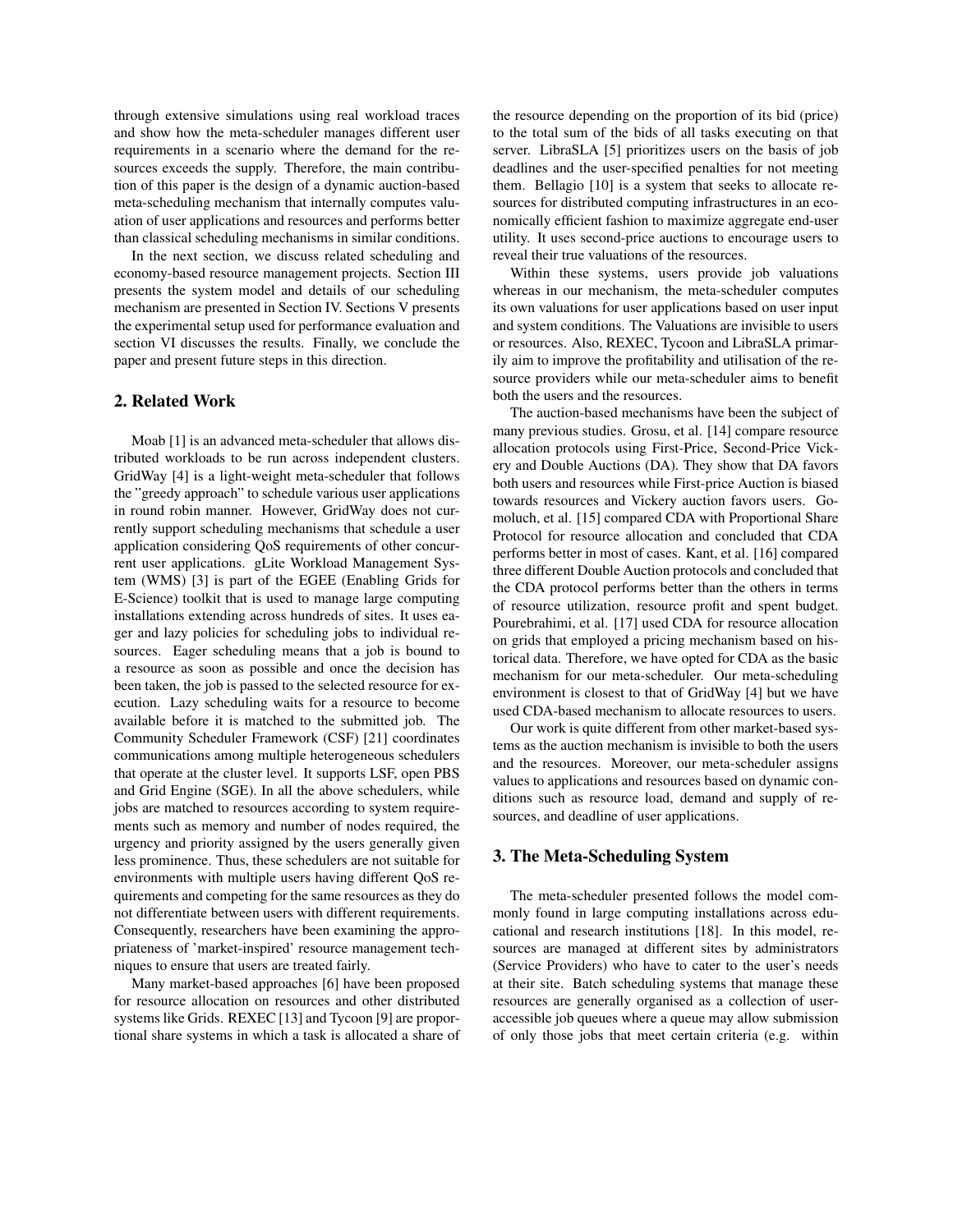through extensive simulations using real workload traces and show how the meta-scheduler manages different user requirements in a scenario where the demand for the resources exceeds the supply. Therefore, the main contribution of this paper is the design of a dynamic auction-based meta-scheduling mechanism that internally computes valuation of user applications and resources and performs better than classical scheduling mechanisms in similar conditions.

In the next section, we discuss related scheduling and economy-based resource management projects. Section III presents the system model and details of our scheduling mechanism are presented in Section IV. Sections V presents the experimental setup used for performance evaluation and section VI discusses the results. Finally, we conclude the paper and present future steps in this direction.

## 2. Related Work

Moab [1] is an advanced meta-scheduler that allows distributed workloads to be run across independent clusters. GridWay [4] is a light-weight meta-scheduler that follows the "greedy approach" to schedule various user applications in round robin manner. However, GridWay does not currently support scheduling mechanisms that schedule a user application considering QoS requirements of other concurrent user applications. gLite Workload Management System (WMS) [3] is part of the EGEE (Enabling Grids for E-Science) toolkit that is used to manage large computing installations extending across hundreds of sites. It uses eager and lazy policies for scheduling jobs to individual resources. Eager scheduling means that a job is bound to a resource as soon as possible and once the decision has been taken, the job is passed to the selected resource for execution. Lazy scheduling waits for a resource to become available before it is matched to the submitted job. The Community Scheduler Framework (CSF) [21] coordinates communications among multiple heterogeneous schedulers that operate at the cluster level. It supports LSF, open PBS and Grid Engine (SGE). In all the above schedulers, while jobs are matched to resources according to system requirements such as memory and number of nodes required, the urgency and priority assigned by the users generally given less prominence. Thus, these schedulers are not suitable for environments with multiple users having different QoS requirements and competing for the same resources as they do not differentiate between users with different requirements. Consequently, researchers have been examining the appropriateness of 'market-inspired' resource management techniques to ensure that users are treated fairly.

Many market-based approaches [6] have been proposed for resource allocation on resources and other distributed systems like Grids. REXEC [13] and Tycoon [9] are proportional share systems in which a task is allocated a share of the resource depending on the proportion of its bid (price) to the total sum of the bids of all tasks executing on that server. LibraSLA [5] prioritizes users on the basis of job deadlines and the user-specified penalties for not meeting them. Bellagio [10] is a system that seeks to allocate resources for distributed computing infrastructures in an economically efficient fashion to maximize aggregate end-user utility. It uses second-price auctions to encourage users to reveal their true valuations of the resources.

Within these systems, users provide job valuations whereas in our mechanism, the meta-scheduler computes its own valuations for user applications based on user input and system conditions. The Valuations are invisible to users or resources. Also, REXEC, Tycoon and LibraSLA primarily aim to improve the profitability and utilisation of the resource providers while our meta-scheduler aims to benefit both the users and the resources.

The auction-based mechanisms have been the subject of many previous studies. Grosu, et al. [14] compare resource allocation protocols using First-Price, Second-Price Vickery and Double Auctions (DA). They show that DA favors both users and resources while First-price Auction is biased towards resources and Vickery auction favors users. Gomoluch, et al. [15] compared CDA with Proportional Share Protocol for resource allocation and concluded that CDA performs better in most of cases. Kant, et al. [16] compared three different Double Auction protocols and concluded that the CDA protocol performs better than the others in terms of resource utilization, resource profit and spent budget. Pourebrahimi, et al. [17] used CDA for resource allocation on grids that employed a pricing mechanism based on historical data. Therefore, we have opted for CDA as the basic mechanism for our meta-scheduler. Our meta-scheduling environment is closest to that of GridWay [4] but we have used CDA-based mechanism to allocate resources to users.

Our work is quite different from other market-based systems as the auction mechanism is invisible to both the users and the resources. Moreover, our meta-scheduler assigns values to applications and resources based on dynamic conditions such as resource load, demand and supply of resources, and deadline of user applications.

## 3. The Meta-Scheduling System

The meta-scheduler presented follows the model commonly found in large computing installations across educational and research institutions [18]. In this model, resources are managed at different sites by administrators (Service Providers) who have to cater to the user's needs at their site. Batch scheduling systems that manage these resources are generally organised as a collection of user-accessible job queues where a queue may allow submission of only those jobs that meet certain criteria (e.g. within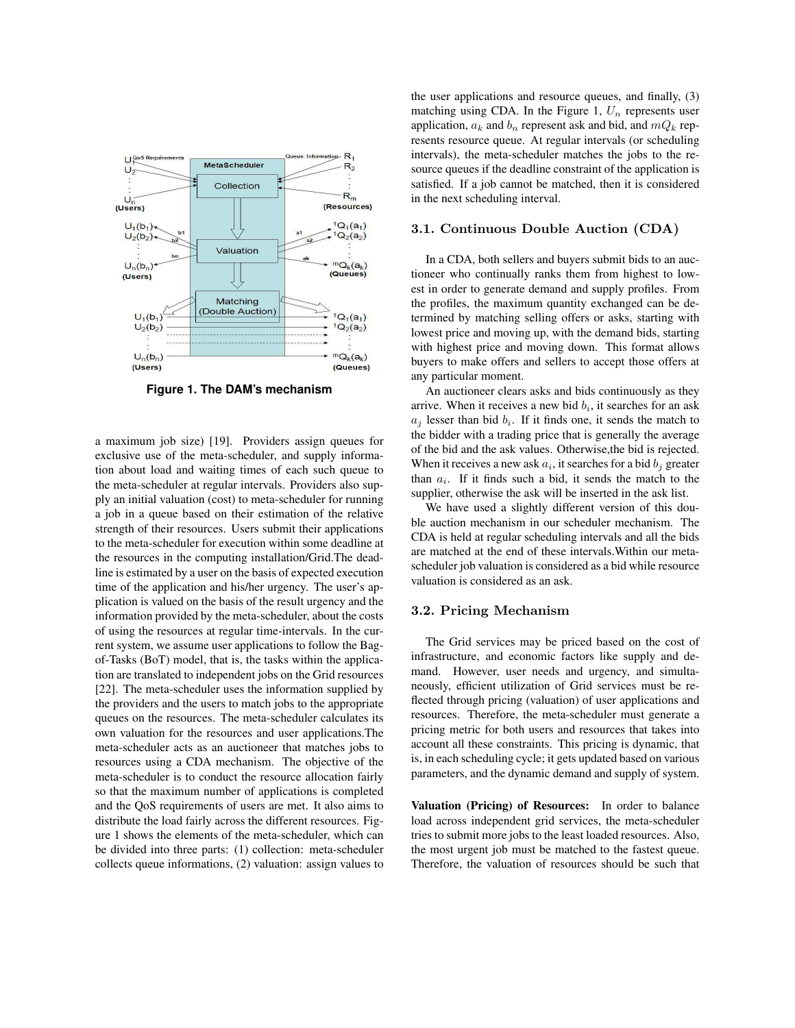Figure 1. The DAM's mechanism

a maximum job size) [19]. Providers assign queues for exclusive use of the meta-scheduler, and supply information about load and waiting times of each such queue to the meta-scheduler at regular intervals. Providers also supply an initial valuation (cost) to meta-scheduler for running a job in a queue based on their estimation of the relative strength of their resources. Users submit their applications to the meta-scheduler for execution within some deadline at the resources in the computing installation/Grid.The deadline is estimated by a user on the basis of expected execution time of the application and his/her urgency. The user's application is valued on the basis of the result urgency and the information provided by the meta-scheduler, about the costs of using the resources at regular time-intervals. In the current system, we assume user applications to follow the Bag-of-Tasks (BoT) model, that is, the tasks within the application are translated to independent jobs on the Grid resources [22]. The meta-scheduler uses the information supplied by the providers and the users to match jobs to the appropriate queues on the resources. The meta-scheduler calculates its own valuation for the resources and user applications.The meta-scheduler acts as an auctioneer that matches jobs to resources using a CDA mechanism. The objective of the meta-scheduler is to conduct the resource allocation fairly so that the maximum number of applications is completed and the QoS requirements of users are met. It also aims to distribute the load fairly across the different resources. Figure 1 shows the elements of the meta-scheduler, which can be divided into three parts: (1) collection: meta-scheduler collects queue informations, (2) valuation: assign values to the user applications and resource queues, and finally, (3) matching using CDA. In the Figure 1, $U_n$ represents user application, $a_k$ and $b_n$ represent ask and bid, and $mQ_k$ represents resource queue. At regular intervals (or scheduling intervals), the meta-scheduler matches the jobs to the resource queues if the deadline constraint of the application is satisfied. If a job cannot be matched, then it is considered in the next scheduling interval.

## 3.1. Continuous Double Auction (CDA)

In a CDA, both sellers and buyers submit bids to an auctioneer who continually ranks them from highest to lowest in order to generate demand and supply profiles. From the profiles, the maximum quantity exchanged can be determined by matching selling offers or asks, starting with lowest price and moving up, with the demand bids, starting with highest price and moving down. This format allows buyers to make offers and sellers to accept those offers at any particular moment.

An auctioneer clears asks and bids continuously as they arrive. When it receives a new bid $b_i$, it searches for an ask $a_j$ lesser than bid $b_i$. If it finds one, it sends the match to the bidder with a trading price that is generally the average of the bid and the ask values. Otherwise,the bid is rejected. When it receives a new ask $a_i$, it searches for a bid $b_j$ greater than $a_i$. If it finds such a bid, it sends the match to the supplier, otherwise the ask will be inserted in the ask list.

We have used a slightly different version of this double auction mechanism in our scheduler mechanism. The CDA is held at regular scheduling intervals and all the bids are matched at the end of these intervals.Within our meta-scheduler job valuation is considered as a bid while resource valuation is considered as an ask.

## 3.2. Pricing Mechanism

The Grid services may be priced based on the cost of infrastructure, and economic factors like supply and demand. However, user needs and urgency, and simultaneously, efficient utilization of Grid services must be reflected through pricing (valuation) of user applications and resources. Therefore, the meta-scheduler must generate a pricing metric for both users and resources that takes into account all these constraints. This pricing is dynamic, that is, in each scheduling cycle; it gets updated based on various parameters, and the dynamic demand and supply of system.

**Valuation (Pricing) of Resources:** In order to balance load across independent grid services, the meta-scheduler tries to submit more jobs to the least loaded resources. Also, the most urgent job must be matched to the fastest queue. Therefore, the valuation of resources should be such that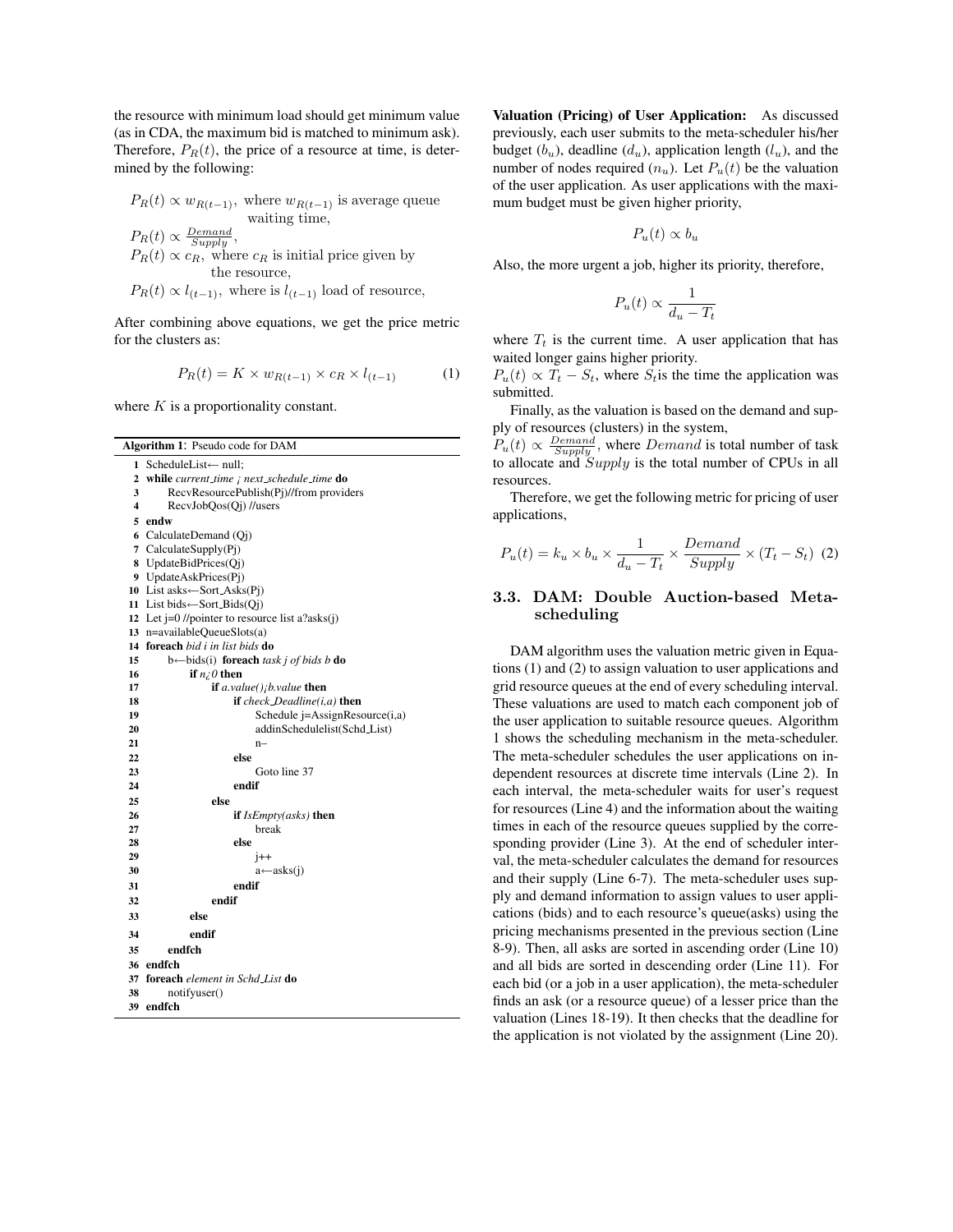the resource with minimum load should get minimum value (as in CDA, the maximum bid is matched to minimum ask). Therefore, $P_R(t)$, the price of a resource at time, is determined by the following:

$P_R(t) \propto w_{R(t-1)}$, where $w_{R(t-1)}$ is average queue waiting time,
$P_R(t) \propto \frac{Demand}{Supply}$,
$P_R(t) \propto c_R$, where $c_R$ is initial price given by the resource,
$P_R(t) \propto l_{(t-1)}$, where is $l_{(t-1)}$ load of resource,

After combining above equations, we get the price metric for the clusters as:

$$P_R(t) = K \times w_{R(t-1)} \times c_R \times l_{(t-1)} \tag{1}$$

where $K$ is a proportionality constant.

**Algorithm 1**: Pseudo code for DAM

```
1  ScheduleList← null;
2  while current_time ¡ next_schedule_time do
3      RecvResourcePublish(Pj)//from providers
4      RecvJobQos(Qj) //users
5  endw
6  CalculateDemand (Qj)
7  CalculateSupply(Pj)
8  UpdateBidPrices(Qj)
9  UpdateAskPrices(Pj)
10 List asks←Sort_Asks(Pj)
11 List bids←Sort_Bids(Qj)
12 Let j=0 //pointer to resource list a?asks(j)
13 n=availableQueueSlots(a)
14 foreach bid i in list bids do
15     b←bids(i) foreach task j of bids b do
16         if n¿0 then
17             if a.value()¡b.value then
18                 if check_Deadline(i,a) then
19                     Schedule j=AssignResource(i,a)
20                     addinSchedulelist(Schd_List)
21                     n–
22                 else
23                     Goto line 37
24                 endif
25             else
26                 if IsEmpty(asks) then
27                     break
28                 else
29                     j++
30                     a←asks(j)
31                 endif
32             endif
33         else
34         endif
35     endfch
36 endfch
37 foreach element in Schd_List do
38     notifyuser()
39 endfch
```

**Valuation (Pricing) of User Application:** As discussed previously, each user submits to the meta-scheduler his/her budget ($b_u$), deadline ($d_u$), application length ($l_u$), and the number of nodes required ($n_u$). Let $P_u(t)$ be the valuation of the user application. As user applications with the maximum budget must be given higher priority,

$$P_u(t) \propto b_u$$

Also, the more urgent a job, higher its priority, therefore,

$$P_u(t) \propto \frac{1}{d_u - T_t}$$

where $T_t$ is the current time. A user application that has waited longer gains higher priority.
$P_u(t) \propto T_t - S_t$, where $S_t$is the time the application was submitted.

Finally, as the valuation is based on the demand and supply of resources (clusters) in the system,
$P_u(t) \propto \frac{Demand}{Supply}$, where $Demand$ is total number of task to allocate and $Supply$ is the total number of CPUs in all resources.

Therefore, we get the following metric for pricing of user applications,

$$P_u(t) = k_u \times b_u \times \frac{1}{d_u - T_t} \times \frac{Demand}{Supply} \times (T_t - S_t) \tag{2}$$

### 3.3. DAM: Double Auction-based Meta-scheduling

DAM algorithm uses the valuation metric given in Equations (1) and (2) to assign valuation to user applications and grid resource queues at the end of every scheduling interval. These valuations are used to match each component job of the user application to suitable resource queues. Algorithm 1 shows the scheduling mechanism in the meta-scheduler. The meta-scheduler schedules the user applications on independent resources at discrete time intervals (Line 2). In each interval, the meta-scheduler waits for user's request for resources (Line 4) and the information about the waiting times in each of the resource queues supplied by the corresponding provider (Line 3). At the end of scheduler interval, the meta-scheduler calculates the demand for resources and their supply (Line 6-7). The meta-scheduler uses supply and demand information to assign values to user applications (bids) and to each resource's queue(asks) using the pricing mechanisms presented in the previous section (Line 8-9). Then, all asks are sorted in ascending order (Line 10) and all bids are sorted in descending order (Line 11). For each bid (or a job in a user application), the meta-scheduler finds an ask (or a resource queue) of a lesser price than the valuation (Lines 18-19). It then checks that the deadline for the application is not violated by the assignment (Line 20).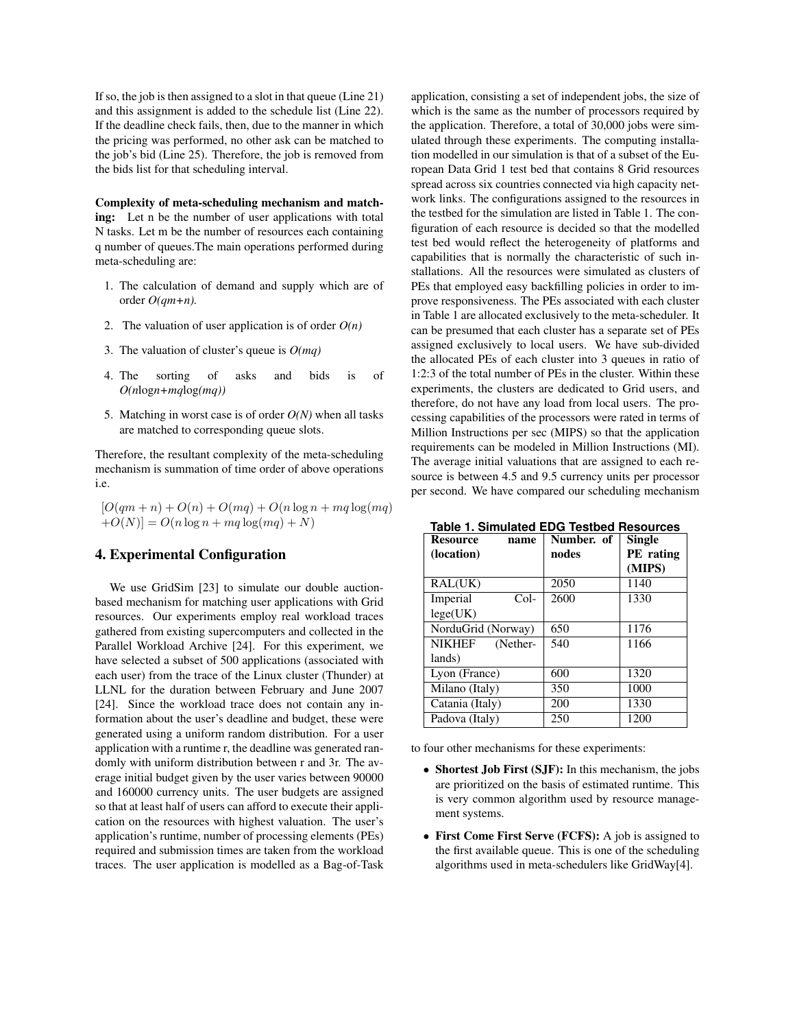If so, the job is then assigned to a slot in that queue (Line 21) and this assignment is added to the schedule list (Line 22). If the deadline check fails, then, due to the manner in which the pricing was performed, no other ask can be matched to the job's bid (Line 25). Therefore, the job is removed from the bids list for that scheduling interval.

**Complexity of meta-scheduling mechanism and matching:** Let n be the number of user applications with total N tasks. Let m be the number of resources each containing q number of queues.The main operations performed during meta-scheduling are:

1. The calculation of demand and supply which are of order $O(qm+n)$.
2. The valuation of user application is of order $O(n)$
3. The valuation of cluster's queue is $O(mq)$
4. The sorting of asks and bids is of $O(n\log n+mq\log(mq))$
5. Matching in worst case is of order $O(N)$ when all tasks are matched to corresponding queue slots.

Therefore, the resultant complexity of the meta-scheduling mechanism is summation of time order of above operations i.e.

$$[O(qm+n)+O(n)+O(mq)+O(n\log n+mq\log(mq)) \\ +O(N)] = O(n\log n+mq\log(mq)+N)$$

## 4. Experimental Configuration

We use GridSim [23] to simulate our double auction-based mechanism for matching user applications with Grid resources. Our experiments employ real workload traces gathered from existing supercomputers and collected in the Parallel Workload Archive [24]. For this experiment, we have selected a subset of 500 applications (associated with each user) from the trace of the Linux cluster (Thunder) at LLNL for the duration between February and June 2007 [24]. Since the workload trace does not contain any information about the user's deadline and budget, these were generated using a uniform random distribution. For a user application with a runtime r, the deadline was generated randomly with uniform distribution between r and 3r. The average initial budget given by the user varies between 90000 and 160000 currency units. The user budgets are assigned so that at least half of users can afford to execute their application on the resources with highest valuation. The user's application's runtime, number of processing elements (PEs) required and submission times are taken from the workload traces. The user application is modelled as a Bag-of-Task application, consisting a set of independent jobs, the size of which is the same as the number of processors required by the application. Therefore, a total of 30,000 jobs were simulated through these experiments. The computing installation modelled in our simulation is that of a subset of the European Data Grid 1 test bed that contains 8 Grid resources spread across six countries connected via high capacity network links. The configurations assigned to the resources in the testbed for the simulation are listed in Table 1. The configuration of each resource is decided so that the modelled test bed would reflect the heterogeneity of platforms and capabilities that is normally the characteristic of such installations. All the resources were simulated as clusters of PEs that employed easy backfilling policies in order to improve responsiveness. The PEs associated with each cluster in Table 1 are allocated exclusively to the meta-scheduler. It can be presumed that each cluster has a separate set of PEs assigned exclusively to local users. We have sub-divided the allocated PEs of each cluster into 3 queues in ratio of 1:2:3 of the total number of PEs in the cluster. Within these experiments, the clusters are dedicated to Grid users, and therefore, do not have any load from local users. The processing capabilities of the processors were rated in terms of Million Instructions per sec (MIPS) so that the application requirements can be modeled in Million Instructions (MI). The average initial valuations that are assigned to each resource is between 4.5 and 9.5 currency units per processor per second. We have compared our scheduling mechanism

**Table 1. Simulated EDG Testbed Resources**

| Resource name (location) | Number. of nodes | Single PE rating (MIPS) |
|---|---|---|
| RAL(UK) | 2050 | 1140 |
| Imperial College(UK) | 2600 | 1330 |
| NorduGrid (Norway) | 650 | 1176 |
| NIKHEF (Netherlands) | 540 | 1166 |
| Lyon (France) | 600 | 1320 |
| Milano (Italy) | 350 | 1000 |
| Catania (Italy) | 200 | 1330 |
| Padova (Italy) | 250 | 1200 |

to four other mechanisms for these experiments:

- **Shortest Job First (SJF):** In this mechanism, the jobs are prioritized on the basis of estimated runtime. This is very common algorithm used by resource management systems.
- **First Come First Serve (FCFS):** A job is assigned to the first available queue. This is one of the scheduling algorithms used in meta-schedulers like GridWay[4].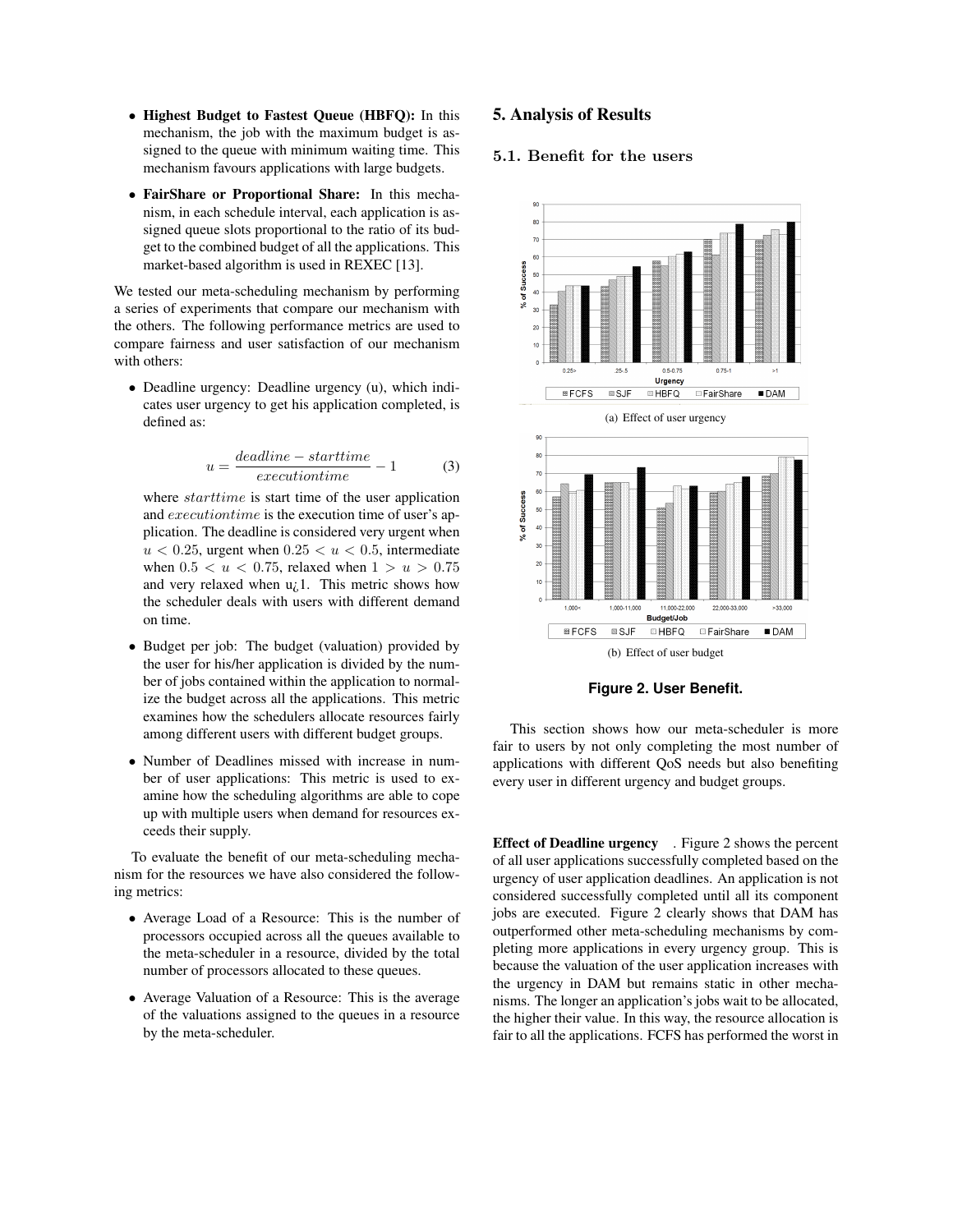- **Highest Budget to Fastest Queue (HBFQ):** In this mechanism, the job with the maximum budget is assigned to the queue with minimum waiting time. This mechanism favours applications with large budgets.
- **FairShare or Proportional Share:** In this mechanism, in each schedule interval, each application is assigned queue slots proportional to the ratio of its budget to the combined budget of all the applications. This market-based algorithm is used in REXEC [13].

We tested our meta-scheduling mechanism by performing a series of experiments that compare our mechanism with the others. The following performance metrics are used to compare fairness and user satisfaction of our mechanism with others:

- Deadline urgency: Deadline urgency (u), which indicates user urgency to get his application completed, is defined as:

$$u = \frac{deadline - starttime}{executiontime} - 1 \quad (3)$$

  where $starttime$ is start time of the user application and $executiontime$ is the execution time of user's application. The deadline is considered very urgent when $u < 0.25$, urgent when $0.25 < u < 0.5$, intermediate when $0.5 < u < 0.75$, relaxed when $1 > u > 0.75$ and very relaxed when u¿1. This metric shows how the scheduler deals with users with different demand on time.

- Budget per job: The budget (valuation) provided by the user for his/her application is divided by the number of jobs contained within the application to normalize the budget across all the applications. This metric examines how the schedulers allocate resources fairly among different users with different budget groups.
- Number of Deadlines missed with increase in number of user applications: This metric is used to examine how the scheduling algorithms are able to cope up with multiple users when demand for resources exceeds their supply.

To evaluate the benefit of our meta-scheduling mechanism for the resources we have also considered the following metrics:

- Average Load of a Resource: This is the number of processors occupied across all the queues available to the meta-scheduler in a resource, divided by the total number of processors allocated to these queues.
- Average Valuation of a Resource: This is the average of the valuations assigned to the queues in a resource by the meta-scheduler.

## 5. Analysis of Results

### 5.1. Benefit for the users

(a) Effect of user urgency

(b) Effect of user budget

**Figure 2. User Benefit.**

This section shows how our meta-scheduler is more fair to users by not only completing the most number of applications with different QoS needs but also benefiting every user in different urgency and budget groups.

**Effect of Deadline urgency** . Figure 2 shows the percent of all user applications successfully completed based on the urgency of user application deadlines. An application is not considered successfully completed until all its component jobs are executed. Figure 2 clearly shows that DAM has outperformed other meta-scheduling mechanisms by completing more applications in every urgency group. This is because the valuation of the user application increases with the urgency in DAM but remains static in other mechanisms. The longer an application's jobs wait to be allocated, the higher their value. In this way, the resource allocation is fair to all the applications. FCFS has performed the worst in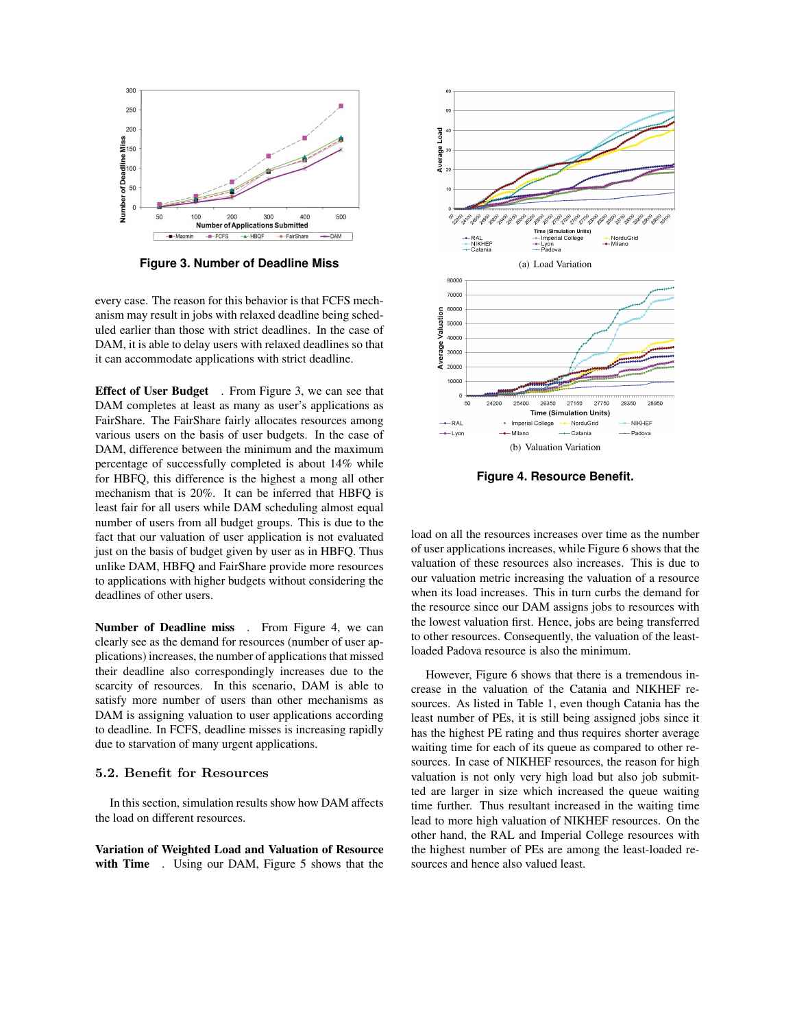Figure 3. Number of Deadline Miss

every case. The reason for this behavior is that FCFS mechanism may result in jobs with relaxed deadline being scheduled earlier than those with strict deadlines. In the case of DAM, it is able to delay users with relaxed deadlines so that it can accommodate applications with strict deadline.

**Effect of User Budget** . From Figure 3, we can see that DAM completes at least as many as user's applications as FairShare. The FairShare fairly allocates resources among various users on the basis of user budgets. In the case of DAM, difference between the minimum and the maximum percentage of successfully completed is about 14% while for HBFQ, this difference is the highest a mong all other mechanism that is 20%. It can be inferred that HBFQ is least fair for all users while DAM scheduling almost equal number of users from all budget groups. This is due to the fact that our valuation of user application is not evaluated just on the basis of budget given by user as in HBFQ. Thus unlike DAM, HBFQ and FairShare provide more resources to applications with higher budgets without considering the deadlines of other users.

**Number of Deadline miss** . From Figure 4, we can clearly see as the demand for resources (number of user applications) increases, the number of applications that missed their deadline also correspondingly increases due to the scarcity of resources. In this scenario, DAM is able to satisfy more number of users than other mechanisms as DAM is assigning valuation to user applications according to deadline. In FCFS, deadline misses is increasing rapidly due to starvation of many urgent applications.

## 5.2. Benefit for Resources

In this section, simulation results show how DAM affects the load on different resources.

**Variation of Weighted Load and Valuation of Resource with Time** . Using our DAM, Figure 5 shows that the load on all the resources increases over time as the number of user applications increases, while Figure 6 shows that the valuation of these resources also increases. This is due to our valuation metric increasing the valuation of a resource when its load increases. This in turn curbs the demand for the resource since our DAM assigns jobs to resources with the lowest valuation first. Hence, jobs are being transferred to other resources. Consequently, the valuation of the least-loaded Padova resource is also the minimum.

However, Figure 6 shows that there is a tremendous increase in the valuation of the Catania and NIKHEF resources. As listed in Table 1, even though Catania has the least number of PEs, it is still being assigned jobs since it has the highest PE rating and thus requires shorter average waiting time for each of its queue as compared to other resources. In case of NIKHEF resources, the reason for high valuation is not only very high load but also job submitted are larger in size which increased the queue waiting time further. Thus resultant increased in the waiting time lead to more high valuation of NIKHEF resources. On the other hand, the RAL and Imperial College resources with the highest number of PEs are among the least-loaded resources and hence also valued least.

(a) Load Variation

(b) Valuation Variation

Figure 4. Resource Benefit.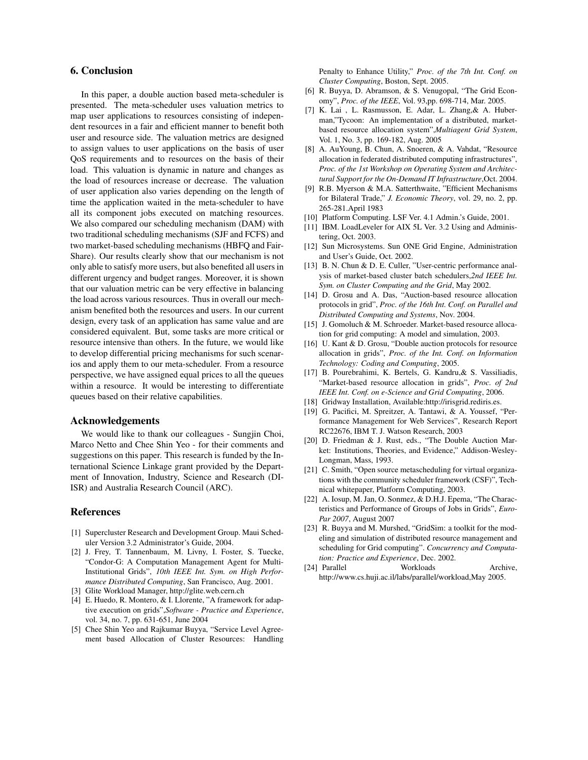## 6. Conclusion

In this paper, a double auction based meta-scheduler is presented. The meta-scheduler uses valuation metrics to map user applications to resources consisting of independent resources in a fair and efficient manner to benefit both user and resource side. The valuation metrics are designed to assign values to user applications on the basis of user QoS requirements and to resources on the basis of their load. This valuation is dynamic in nature and changes as the load of resources increase or decrease. The valuation of user application also varies depending on the length of time the application waited in the meta-scheduler to have all its component jobs executed on matching resources. We also compared our scheduling mechanism (DAM) with two traditional scheduling mechanisms (SJF and FCFS) and two market-based scheduling mechanisms (HBFQ and FairShare). Our results clearly show that our mechanism is not only able to satisfy more users, but also benefited all users in different urgency and budget ranges. Moreover, it is shown that our valuation metric can be very effective in balancing the load across various resources. Thus in overall our mechanism benefited both the resources and users. In our current design, every task of an application has same value and are considered equivalent. But, some tasks are more critical or resource intensive than others. In the future, we would like to develop differential pricing mechanisms for such scenarios and apply them to our meta-scheduler. From a resource perspective, we have assigned equal prices to all the queues within a resource. It would be interesting to differentiate queues based on their relative capabilities.

## Acknowledgements

We would like to thank our colleagues - Sungjin Choi, Marco Netto and Chee Shin Yeo - for their comments and suggestions on this paper. This research is funded by the International Science Linkage grant provided by the Department of Innovation, Industry, Science and Research (DIISR) and Australia Research Council (ARC).

## References

[1] Supercluster Research and Development Group. Maui Scheduler Version 3.2 Administrator's Guide, 2004.

[2] J. Frey, T. Tannenbaum, M. Livny, I. Foster, S. Tuecke, "Condor-G: A Computation Management Agent for Multi-Institutional Grids", *10th IEEE Int. Sym. on High Performance Distributed Computing*, San Francisco, Aug. 2001.

[3] Glite Workload Manager, http://glite.web.cern.ch

[4] E. Huedo, R. Montero, & I. Llorente, "A framework for adaptive execution on grids",*Software - Practice and Experience*, vol. 34, no. 7, pp. 631-651, June 2004

[5] Chee Shin Yeo and Rajkumar Buyya, "Service Level Agreement based Allocation of Cluster Resources: Handling Penalty to Enhance Utility," *Proc. of the 7th Int. Conf. on Cluster Computing*, Boston, Sept. 2005.

[6] R. Buyya, D. Abramson, & S. Venugopal, "The Grid Economy", *Proc. of the IEEE*, Vol. 93,pp. 698-714, Mar. 2005.

[7] K. Lai , L. Rasmusson, E. Adar, L. Zhang,& A. Huberman,"Tycoon: An implementation of a distributed, market-based resource allocation system",*Multiagent Grid System*, Vol. 1, No. 3, pp. 169-182, Aug. 2005

[8] A. AuYoung, B. Chun, A. Snoeren, & A. Vahdat, "Resource allocation in federated distributed computing infrastructures", *Proc. of the 1st Workshop on Operating System and Architectural Support for the On-Demand IT Infrastructure*,Oct. 2004.

[9] R.B. Myerson & M.A. Satterthwaite, "Efficient Mechanisms for Bilateral Trade," *J. Economic Theory*, vol. 29, no. 2, pp. 265-281.April 1983

[10] Platform Computing. LSF Ver. 4.1 Admin.'s Guide, 2001.

[11] IBM. LoadLeveler for AIX 5L Ver. 3.2 Using and Administering, Oct. 2003.

[12] Sun Microsystems. Sun ONE Grid Engine, Administration and User's Guide, Oct. 2002.

[13] B. N. Chun & D. E. Culler, "User-centric performance analysis of market-based cluster batch schedulers,*2nd IEEE Int. Sym. on Cluster Computing and the Grid*, May 2002.

[14] D. Grosu and A. Das, "Auction-based resource allocation protocols in grid", *Proc. of the 16th Int. Conf. on Parallel and Distributed Computing and Systems*, Nov. 2004.

[15] J. Gomoluch & M. Schroeder. Market-based resource allocation for grid computing: A model and simulation, 2003.

[16] U. Kant & D. Grosu, "Double auction protocols for resource allocation in grids", *Proc. of the Int. Conf. on Information Technology: Coding and Computing*, 2005.

[17] B. Pourebrahimi, K. Bertels, G. Kandru,& S. Vassiliadis, "Market-based resource allocation in grids", *Proc. of 2nd IEEE Int. Conf. on e-Science and Grid Computing*, 2006.

[18] Gridway Installation, Available:http://irisgrid.rediris.es.

[19] G. Pacifici, M. Spreitzer, A. Tantawi, & A. Youssef, "Performance Management for Web Services", Research Report RC22676, IBM T. J. Watson Research, 2003

[20] D. Friedman & J. Rust, eds., "The Double Auction Market: Institutions, Theories, and Evidence," Addison-Wesley-Longman, Mass, 1993.

[21] C. Smith, "Open source metascheduling for virtual organizations with the community scheduler framework (CSF)", Technical whitepaper, Platform Computing, 2003.

[22] A. Iosup, M. Jan, O. Sonmez, & D.H.J. Epema, "The Characteristics and Performance of Groups of Jobs in Grids", *Euro-Par 2007*, August 2007

[23] R. Buyya and M. Murshed, "GridSim: a toolkit for the modeling and simulation of distributed resource management and scheduling for Grid computing". *Concurrency and Computation: Practice and Experience*, Dec. 2002.

[24] Parallel Workloads Archive, http://www.cs.huji.ac.il/labs/parallel/workload,May 2005.